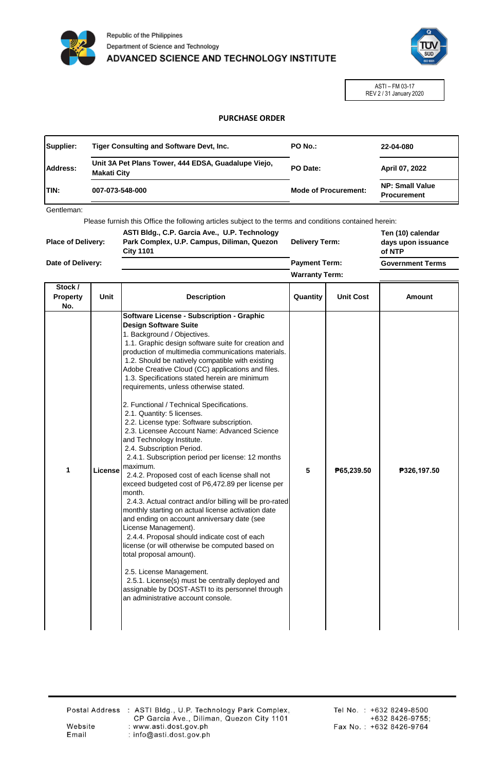Republic of the Philippines
Department of Science and Technology
ADVANCED SCIENCE AND TECHNOLOGY INSTITUTE

ASTI – FM 03-17
REV 2 / 31 January 2020

# PURCHASE ORDER

| | | | |
|---|---|---|---|
| **Supplier:** | **Tiger Consulting and Software Devt, Inc.** | **PO No.:** | **22-04-080** |
| **Address:** | **Unit 3A Pet Plans Tower, 444 EDSA, Guadalupe Viejo, Makati City** | **PO Date:** | **April 07, 2022** |
| **TIN:** | **007-073-548-000** | **Mode of Procurement:** | **NP: Small Value Procurement** |

Gentleman:

Please furnish this Office the following articles subject to the terms and conditions contained herein:

| | | | |
|---|---|---|---|
| **Place of Delivery:** | **ASTI Bldg., C.P. Garcia Ave., U.P. Technology Park Complex, U.P. Campus, Diliman, Quezon City 1101** | **Delivery Term:** | **Ten (10) calendar days upon issuance of NTP** |
| **Date of Delivery:** | | **Payment Term:** | **Government Terms** |
| | | **Warranty Term:** | |

| Stock / Property No. | Unit | Description | Quantity | Unit Cost | Amount |
|---|---|---|---|---|---|
| 1 | License | **Software License - Subscription - Graphic Design Software Suite**<br>1. Background / Objectives.<br>1.1. Graphic design software suite for creation and production of multimedia communications materials.<br>1.2. Should be natively compatible with existing Adobe Creative Cloud (CC) applications and files.<br>1.3. Specifications stated herein are minimum requirements, unless otherwise stated.<br><br>2. Functional / Technical Specifications.<br>2.1. Quantity: 5 licenses.<br>2.2. License type: Software subscription.<br>2.3. Licensee Account Name: Advanced Science and Technology Institute.<br>2.4. Subscription Period.<br>2.4.1. Subscription period per license: 12 months maximum.<br>2.4.2. Proposed cost of each license shall not exceed budgeted cost of P6,472.89 per license per month.<br>2.4.3. Actual contract and/or billing will be pro-rated monthly starting on actual license activation date and ending on account anniversary date (see License Management).<br>2.4.4. Proposal should indicate cost of each license (or will otherwise be computed based on total proposal amount).<br><br>2.5. License Management.<br>2.5.1. License(s) must be centrally deployed and assignable by DOST-ASTI to its personnel through an administrative account console. | 5 | ₱65,239.50 | ₱326,197.50 |

Postal Address : ASTI Bldg., U.P. Technology Park Complex, CP Garcia Ave., Diliman, Quezon City 1101
Website : www.asti.dost.gov.ph
Email : info@asti.dost.gov.ph
Tel No. : +632 8249-8500 +632 8426-9755;
Fax No. : +632 8426-9764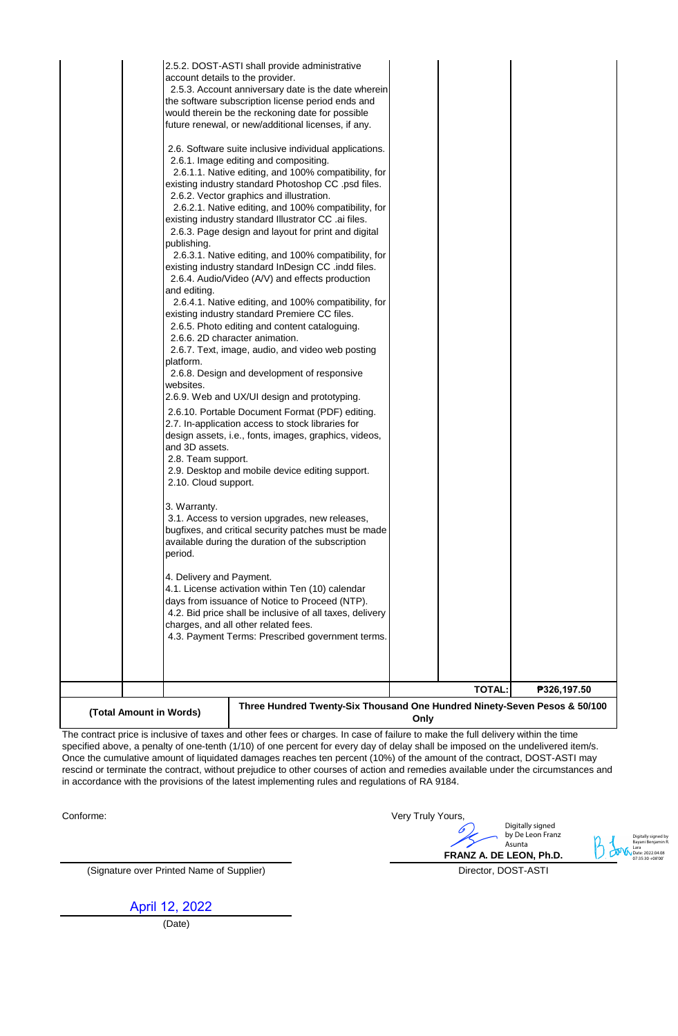| | | | | | |
|---|---|---|---|---|---|
| | | 2.5.2. DOST-ASTI shall provide administrative account details to the provider.<br>2.5.3. Account anniversary date is the date wherein the software subscription license period ends and would therein be the reckoning date for possible future renewal, or new/additional licenses, if any.<br><br>2.6. Software suite inclusive individual applications.<br>2.6.1. Image editing and compositing.<br>2.6.1.1. Native editing, and 100% compatibility, for existing industry standard Photoshop CC .psd files.<br>2.6.2. Vector graphics and illustration.<br>2.6.2.1. Native editing, and 100% compatibility, for existing industry standard Illustrator CC .ai files.<br>2.6.3. Page design and layout for print and digital publishing.<br>2.6.3.1. Native editing, and 100% compatibility, for existing industry standard InDesign CC .indd files.<br>2.6.4. Audio/Video (A/V) and effects production and editing.<br>2.6.4.1. Native editing, and 100% compatibility, for existing industry standard Premiere CC files.<br>2.6.5. Photo editing and content cataloguing.<br>2.6.6. 2D character animation.<br>2.6.7. Text, image, audio, and video web posting platform.<br>2.6.8. Design and development of responsive websites.<br>2.6.9. Web and UX/UI design and prototyping.<br>2.6.10. Portable Document Format (PDF) editing.<br>2.7. In-application access to stock libraries for design assets, i.e., fonts, images, graphics, videos, and 3D assets.<br>2.8. Team support.<br>2.9. Desktop and mobile device editing support.<br>2.10. Cloud support.<br><br>3. Warranty.<br>3.1. Access to version upgrades, new releases, bugfixes, and critical security patches must be made available during the duration of the subscription period.<br><br>4. Delivery and Payment.<br>4.1. License activation within Ten (10) calendar days from issuance of Notice to Proceed (NTP).<br>4.2. Bid price shall be inclusive of all taxes, delivery charges, and all other related fees.<br>4.3. Payment Terms: Prescribed government terms. | | | |
| | | | | **TOTAL:** | **₱326,197.50** |
| **(Total Amount in Words)** | | **Three Hundred Twenty-Six Thousand One Hundred Ninety-Seven Pesos & 50/100 Only** | | | |

The contract price is inclusive of taxes and other fees or charges. In case of failure to make the full delivery within the time specified above, a penalty of one-tenth (1/10) of one percent for every day of delay shall be imposed on the undelivered item/s. Once the cumulative amount of liquidated damages reaches ten percent (10%) of the amount of the contract, DOST-ASTI may rescind or terminate the contract, without prejudice to other courses of action and remedies available under the circumstances and in accordance with the provisions of the latest implementing rules and regulations of RA 9184.

Conforme:

(Signature over Printed Name of Supplier)

April 12, 2022

(Date)

Very Truly Yours,

Digitally signed by De Leon Franz Asunta

**FRANZ A. DE LEON, Ph.D.**

Director, DOST-ASTI

Digitally signed by Bayani Benjamin R. Lara
Date: 2022.04.08 07:35:30 +08'00'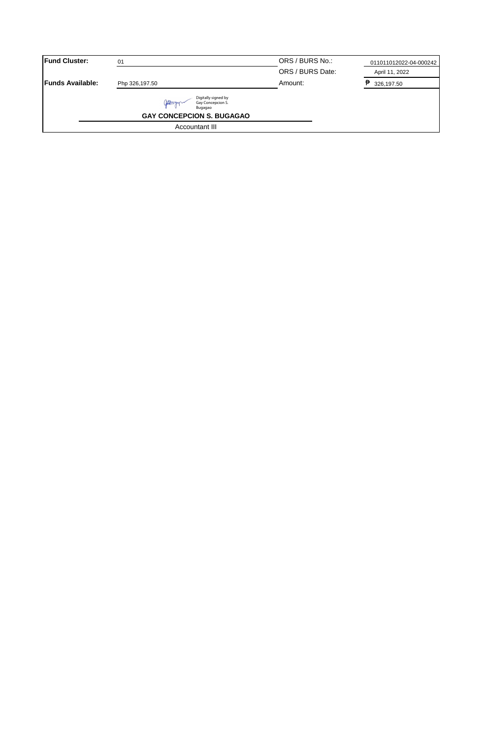| | | | |
|---|---|---|---|
| **Fund Cluster:** | 01 | ORS / BURS No.: | 011011012022-04-000242 |
| | | ORS / BURS Date: | April 11, 2022 |
| **Funds Available:** | Php 326,197.50 | Amount: | ₱ 326,197.50 |

Digitally signed by Gay Concepcion S. Bugagao

**GAY CONCEPCION S. BUGAGAO**

Accountant III